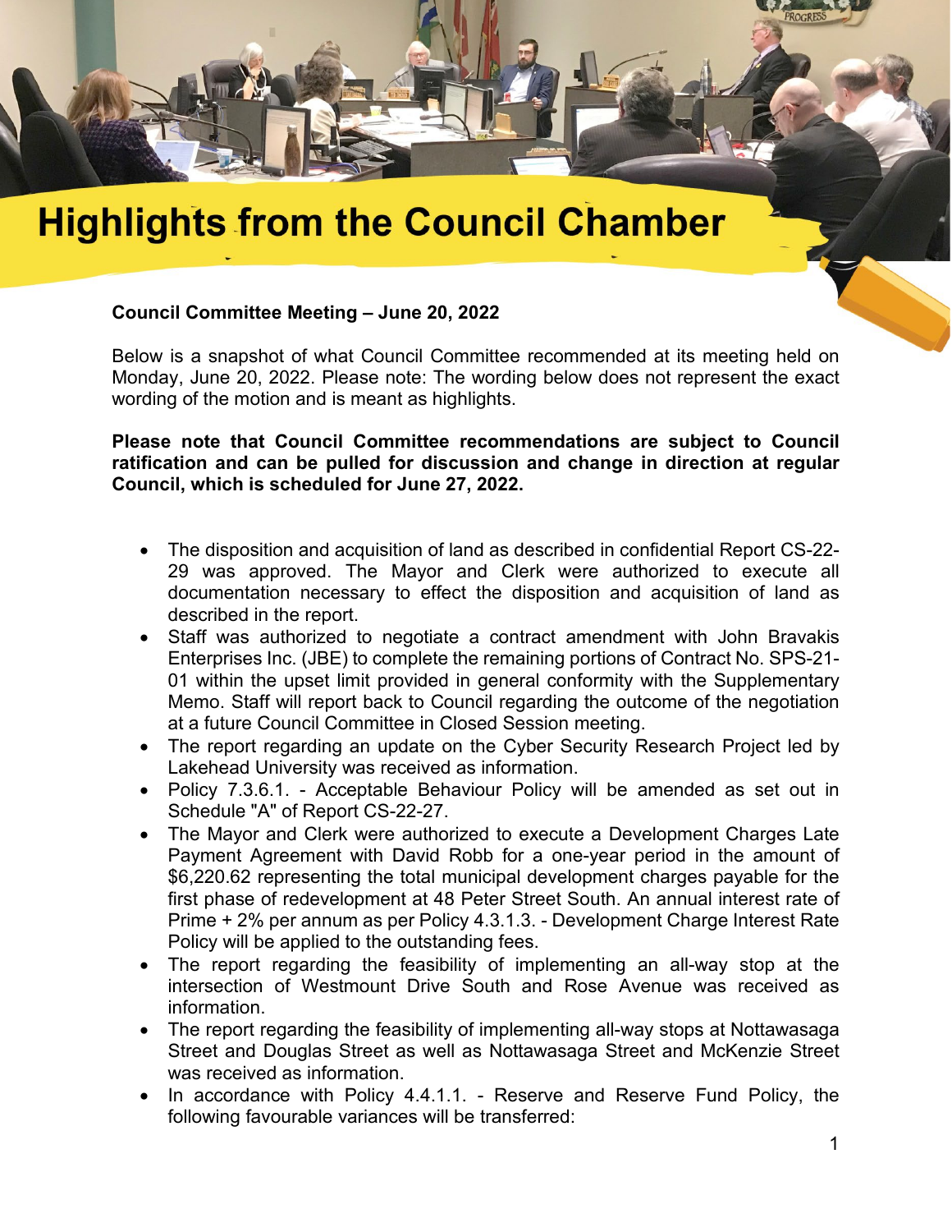# Highlights from the Council Chamber

**Council Committee Meeting – June 20, 2022**

Below is a snapshot of what Council Committee recommended at its meeting held on Monday, June 20, 2022. Please note: The wording below does not represent the exact wording of the motion and is meant as highlights.

**Please note that Council Committee recommendations are subject to Council ratification and can be pulled for discussion and change in direction at regular Council, which is scheduled for June 27, 2022.**

- The disposition and acquisition of land as described in confidential Report CS-22-29 was approved. The Mayor and Clerk were authorized to execute all documentation necessary to effect the disposition and acquisition of land as described in the report.
- Staff was authorized to negotiate a contract amendment with John Bravakis Enterprises Inc. (JBE) to complete the remaining portions of Contract No. SPS-21-01 within the upset limit provided in general conformity with the Supplementary Memo. Staff will report back to Council regarding the outcome of the negotiation at a future Council Committee in Closed Session meeting.
- The report regarding an update on the Cyber Security Research Project led by Lakehead University was received as information.
- Policy 7.3.6.1. - Acceptable Behaviour Policy will be amended as set out in Schedule "A" of Report CS-22-27.
- The Mayor and Clerk were authorized to execute a Development Charges Late Payment Agreement with David Robb for a one-year period in the amount of $6,220.62 representing the total municipal development charges payable for the first phase of redevelopment at 48 Peter Street South. An annual interest rate of Prime + 2% per annum as per Policy 4.3.1.3. - Development Charge Interest Rate Policy will be applied to the outstanding fees.
- The report regarding the feasibility of implementing an all-way stop at the intersection of Westmount Drive South and Rose Avenue was received as information.
- The report regarding the feasibility of implementing all-way stops at Nottawasaga Street and Douglas Street as well as Nottawasaga Street and McKenzie Street was received as information.
- In accordance with Policy 4.4.1.1. - Reserve and Reserve Fund Policy, the following favourable variances will be transferred: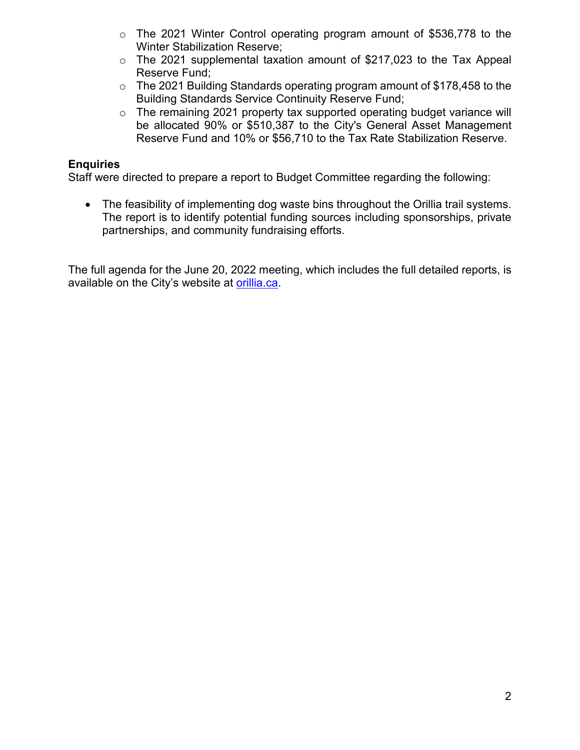- The 2021 Winter Control operating program amount of $536,778 to the Winter Stabilization Reserve;
- The 2021 supplemental taxation amount of $217,023 to the Tax Appeal Reserve Fund;
- The 2021 Building Standards operating program amount of $178,458 to the Building Standards Service Continuity Reserve Fund;
- The remaining 2021 property tax supported operating budget variance will be allocated 90% or $510,387 to the City's General Asset Management Reserve Fund and 10% or $56,710 to the Tax Rate Stabilization Reserve.

**Enquiries**

Staff were directed to prepare a report to Budget Committee regarding the following:

- The feasibility of implementing dog waste bins throughout the Orillia trail systems. The report is to identify potential funding sources including sponsorships, private partnerships, and community fundraising efforts.

The full agenda for the June 20, 2022 meeting, which includes the full detailed reports, is available on the City's website at orillia.ca.